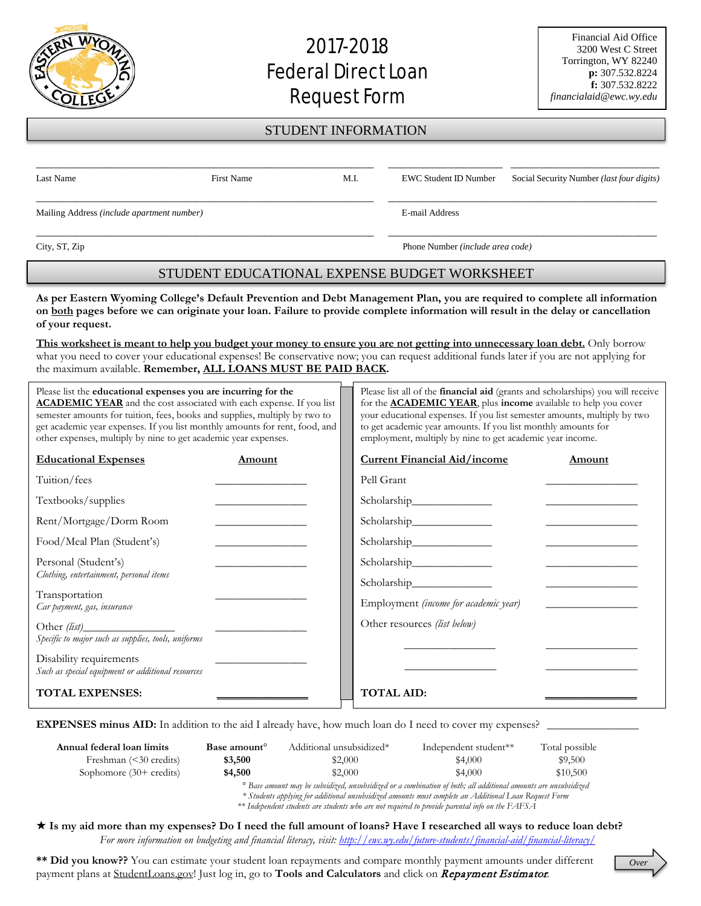Eastern Wyoming College

# 2017-2018 Federal Direct Loan Request Form

Financial Aid Office
3200 West C Street
Torrington, WY 82240
**p:** 307.532.8224
**f:** 307.532.8222
*financialaid@ewc.wy.edu*

## STUDENT INFORMATION

| Last Name | First Name | M.I. | EWC Student ID Number | Social Security Number *(last four digits)* |
|---|---|---|---|---|
| | | | | |

| Mailing Address *(include apartment number)* | E-mail Address |
|---|---|
| | |

| City, ST, Zip | Phone Number *(include area code)* |
|---|---|
| | |

## STUDENT EDUCATIONAL EXPENSE BUDGET WORKSHEET

**As per Eastern Wyoming College's Default Prevention and Debt Management Plan, you are required to complete all information on both pages before we can originate your loan. Failure to provide complete information will result in the delay or cancellation of your request.**

**This worksheet is meant to help you budget your money to ensure you are not getting into unnecessary loan debt.** Only borrow what you need to cover your educational expenses! Be conservative now; you can request additional funds later if you are not applying for the maximum available. **Remember, ALL LOANS MUST BE PAID BACK.**

Please list the **educational expenses you are incurring for the ACADEMIC YEAR** and the cost associated with each expense. If you list semester amounts for tuition, fees, books and supplies, multiply by two to get academic year expenses. If you list monthly amounts for rent, food, and other expenses, multiply by nine to get academic year expenses.

| Educational Expenses | Amount |
|---|---|
| Tuition/fees | ________ |
| Textbooks/supplies | ________ |
| Rent/Mortgage/Dorm Room | ________ |
| Food/Meal Plan (Student's) | ________ |
| Personal (Student's) *Clothing, entertainment, personal items* | ________ |
| Transportation *Car payment, gas, insurance* | ________ |
| Other *(list)*________ *Specific to major such as supplies, tools, uniforms* | ________ |
| Disability requirements *Such as special equipment or additional resources* | ________ |
| **TOTAL EXPENSES:** | ________ |

Please list all of the **financial aid** (grants and scholarships) you will receive for the **ACADEMIC YEAR**, plus **income** available to help you cover your educational expenses. If you list semester amounts, multiply by two to get academic year amounts. If you list monthly amounts for employment, multiply by nine to get academic year income.

| Current Financial Aid/income | Amount |
|---|---|
| Pell Grant | ________ |
| Scholarship________ | ________ |
| Scholarship________ | ________ |
| Scholarship________ | ________ |
| Scholarship________ | ________ |
| Scholarship________ | ________ |
| Employment *(income for academic year)* | ________ |
| Other resources *(list below)* | |
| ________ | ________ |
| ________ | ________ |
| **TOTAL AID:** | ________ |

**EXPENSES minus AID:** In addition to the aid I already have, how much loan do I need to cover my expenses? ________

| Annual federal loan limits | Base amount° | Additional unsubsidized* | Independent student** | Total possible |
|---|---|---|---|---|
| Freshman (<30 credits) | **$3,500** | $2,000 | $4,000 | $9,500 |
| Sophomore (30+ credits) | **$4,500** | $2,000 | $4,000 | $10,500 |

*° Base amount may be subsidized, unsubsidized or a combination of both; all additional amounts are unsubsidized*
*\* Students applying for additional unsubsidized amounts must complete an Additional Loan Request Form*
*\*\* Independent students are students who are not required to provide parental info on the FAFSA*

★ **Is my aid more than my expenses? Do I need the full amount of loans? Have I researched all ways to reduce loan debt?**
*For more information on budgeting and financial literacy, visit: http://ewc.wy.edu/future-students/financial-aid/financial-literacy/*

**\*\* Did you know??** You can estimate your student loan repayments and compare monthly payment amounts under different payment plans at StudentLoans.gov! Just log in, go to **Tools and Calculators** and click on ***Repayment Estimator***.

Over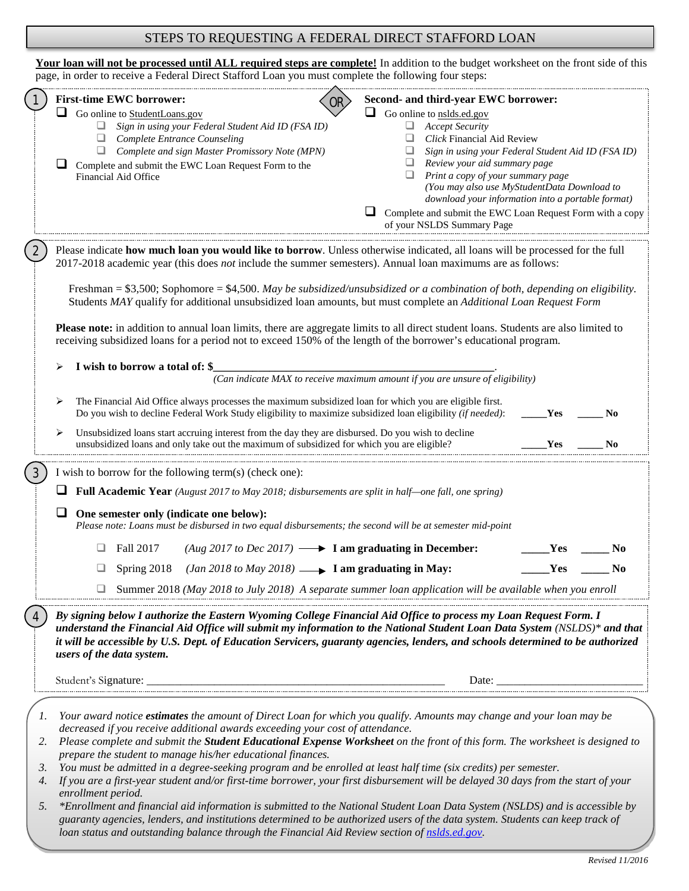# STEPS TO REQUESTING A FEDERAL DIRECT STAFFORD LOAN

**Your loan will not be processed until ALL required steps are complete!** In addition to the budget worksheet on the front side of this page, in order to receive a Federal Direct Stafford Loan you must complete the following four steps:

## 1

**First-time EWC borrower:**

- ❑ Go online to StudentLoans.gov
  - ❑ *Sign in using your Federal Student Aid ID (FSA ID)*
  - ❑ *Complete Entrance Counseling*
  - ❑ *Complete and sign Master Promissory Note (MPN)*
- ❑ Complete and submit the EWC Loan Request Form to the Financial Aid Office

OR

**Second- and third-year EWC borrower:**

- ❑ Go online to nslds.ed.gov
  - ❑ *Accept Security*
  - ❑ *Click* Financial Aid Review
  - ❑ *Sign in using your Federal Student Aid ID (FSA ID)*
  - ❑ *Review your aid summary page*
  - ❑ *Print a copy of your summary page (You may also use MyStudentData Download to download your information into a portable format)*
- ❑ Complete and submit the EWC Loan Request Form with a copy of your NSLDS Summary Page

## 2

Please indicate **how much loan you would like to borrow**. Unless otherwise indicated, all loans will be processed for the full 2017-2018 academic year (this does *not* include the summer semesters). Annual loan maximums are as follows:

Freshman = $3,500; Sophomore = $4,500. *May be subsidized/unsubsidized or a combination of both, depending on eligibility.* Students *MAY* qualify for additional unsubsidized loan amounts, but must complete an *Additional Loan Request Form*

**Please note:** in addition to annual loan limits, there are aggregate limits to all direct student loans. Students are also limited to receiving subsidized loans for a period not to exceed 150% of the length of the borrower's educational program.

- **I wish to borrow a total of: $**\_\_\_\_\_\_\_\_\_\_\_\_\_\_\_\_\_\_\_\_\_\_\_\_\_\_\_\_\_\_\_\_\_\_\_\_\_\_\_\_\_.
  *(Can indicate MAX to receive maximum amount if you are unsure of eligibility)*
- The Financial Aid Office always processes the maximum subsidized loan for which you are eligible first. Do you wish to decline Federal Work Study eligibility to maximize subsidized loan eligibility *(if needed)*: \_\_\_\_\_**Yes** \_\_\_\_\_ **No**
- Unsubsidized loans start accruing interest from the day they are disbursed. Do you wish to decline unsubsidized loans and only take out the maximum of subsidized for which you are eligible? \_\_\_\_\_**Yes** \_\_\_\_\_ **No**

## 3

I wish to borrow for the following term(s) (check one):

❑ **Full Academic Year** *(August 2017 to May 2018; disbursements are split in half—one fall, one spring)*

❑ **One semester only (indicate one below):**
*Please note: Loans must be disbursed in two equal disbursements; the second will be at semester mid-point*

- ❑ Fall 2017 *(Aug 2017 to Dec 2017)* ⟶ **I am graduating in December:** \_\_\_\_\_**Yes** \_\_\_\_\_ **No**
- ❑ Spring 2018 *(Jan 2018 to May 2018)* ⟶ **I am graduating in May:** \_\_\_\_\_**Yes** \_\_\_\_\_ **No**
- ❑ Summer 2018 *(May 2018 to July 2018) A separate summer loan application will be available when you enroll*

## 4

***By signing below I authorize the Eastern Wyoming College Financial Aid Office to process my Loan Request Form. I understand the Financial Aid Office will submit my information to the National Student Loan Data System** (NSLDS)\* **and that it will be accessible by U.S. Dept. of Education Servicers, guaranty agencies, lenders, and schools determined to be authorized users of the data system.***

Student's Signature: \_\_\_\_\_\_\_\_\_\_\_\_\_\_\_\_\_\_\_\_\_\_\_\_\_\_\_\_\_\_\_\_\_\_\_\_\_\_\_\_\_\_\_\_\_\_ Date: \_\_\_\_\_\_\_\_\_\_\_\_\_\_\_\_\_\_\_\_\_\_\_

1. *Your award notice **estimates** the amount of Direct Loan for which you qualify. Amounts may change and your loan may be decreased if you receive additional awards exceeding your cost of attendance.*
2. *Please complete and submit the **Student Educational Expense Worksheet** on the front of this form. The worksheet is designed to prepare the student to manage his/her educational finances.*
3. *You must be admitted in a degree-seeking program and be enrolled at least half time (six credits) per semester.*
4. *If you are a first-year student and/or first-time borrower, your first disbursement will be delayed 30 days from the start of your enrollment period.*
5. *\*Enrollment and financial aid information is submitted to the National Student Loan Data System (NSLDS) and is accessible by guaranty agencies, lenders, and institutions determined to be authorized users of the data system. Students can keep track of loan status and outstanding balance through the Financial Aid Review section of nslds.ed.gov.*

*Revised 11/2016*